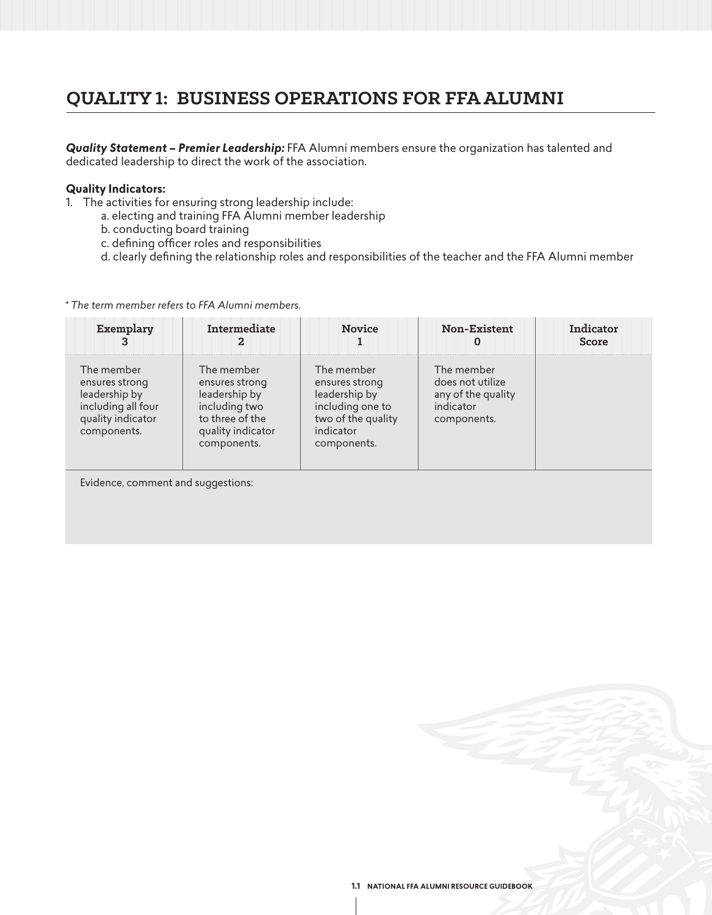## QUALITY 1: BUSINESS OPERATIONS FOR FFA ALUMNI

***Quality Statement – Premier Leadership:*** FFA Alumni members ensure the organization has talented and dedicated leadership to direct the work of the association.

**Quality Indicators:**

1. The activities for ensuring strong leadership include:
   a. electing and training FFA Alumni member leadership
   b. conducting board training
   c. defining officer roles and responsibilities
   d. clearly defining the relationship roles and responsibilities of the teacher and the FFA Alumni member

*\* The term member refers to FFA Alumni members.*

| Exemplary 3 | Intermediate 2 | Novice 1 | Non-Existent 0 | Indicator Score |
|---|---|---|---|---|
| The member ensures strong leadership by including all four quality indicator components. | The member ensures strong leadership by including two to three of the quality indicator components. | The member ensures strong leadership by including one to two of the quality indicator components. | The member does not utilize any of the quality indicator components. | |
| Evidence, comment and suggestions: | | | | |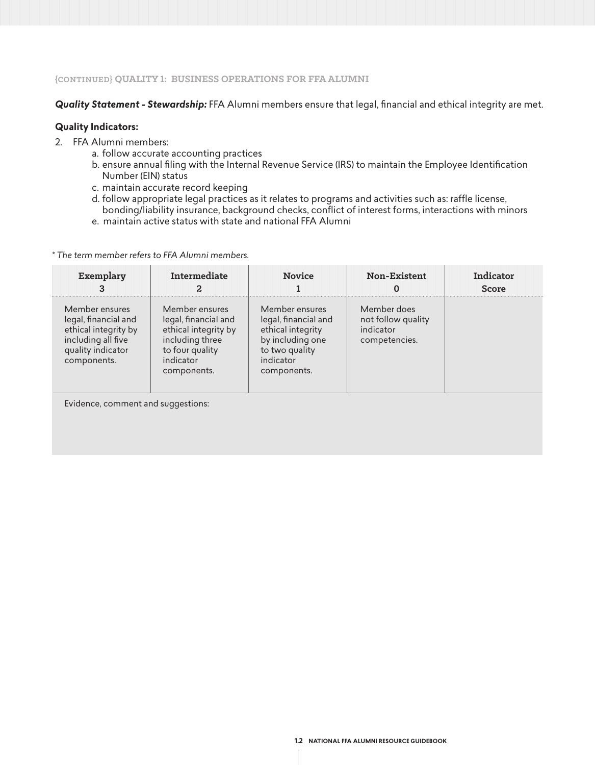### {CONTINUED} QUALITY 1: BUSINESS OPERATIONS FOR FFA ALUMNI

***Quality Statement - Stewardship:*** FFA Alumni members ensure that legal, financial and ethical integrity are met.

**Quality Indicators:**

2. FFA Alumni members:
   a. follow accurate accounting practices
   b. ensure annual filing with the Internal Revenue Service (IRS) to maintain the Employee Identification Number (EIN) status
   c. maintain accurate record keeping
   d. follow appropriate legal practices as it relates to programs and activities such as: raffle license, bonding/liability insurance, background checks, conflict of interest forms, interactions with minors
   e. maintain active status with state and national FFA Alumni

*\* The term member refers to FFA Alumni members.*

| Exemplary 3 | Intermediate 2 | Novice 1 | Non-Existent 0 | Indicator Score |
|---|---|---|---|---|
| Member ensures legal, financial and ethical integrity by including all five quality indicator components. | Member ensures legal, financial and ethical integrity by including three to four quality indicator components. | Member ensures legal, financial and ethical integrity by including one to two quality indicator components. | Member does not follow quality indicator competencies. | |
| Evidence, comment and suggestions: | | | | |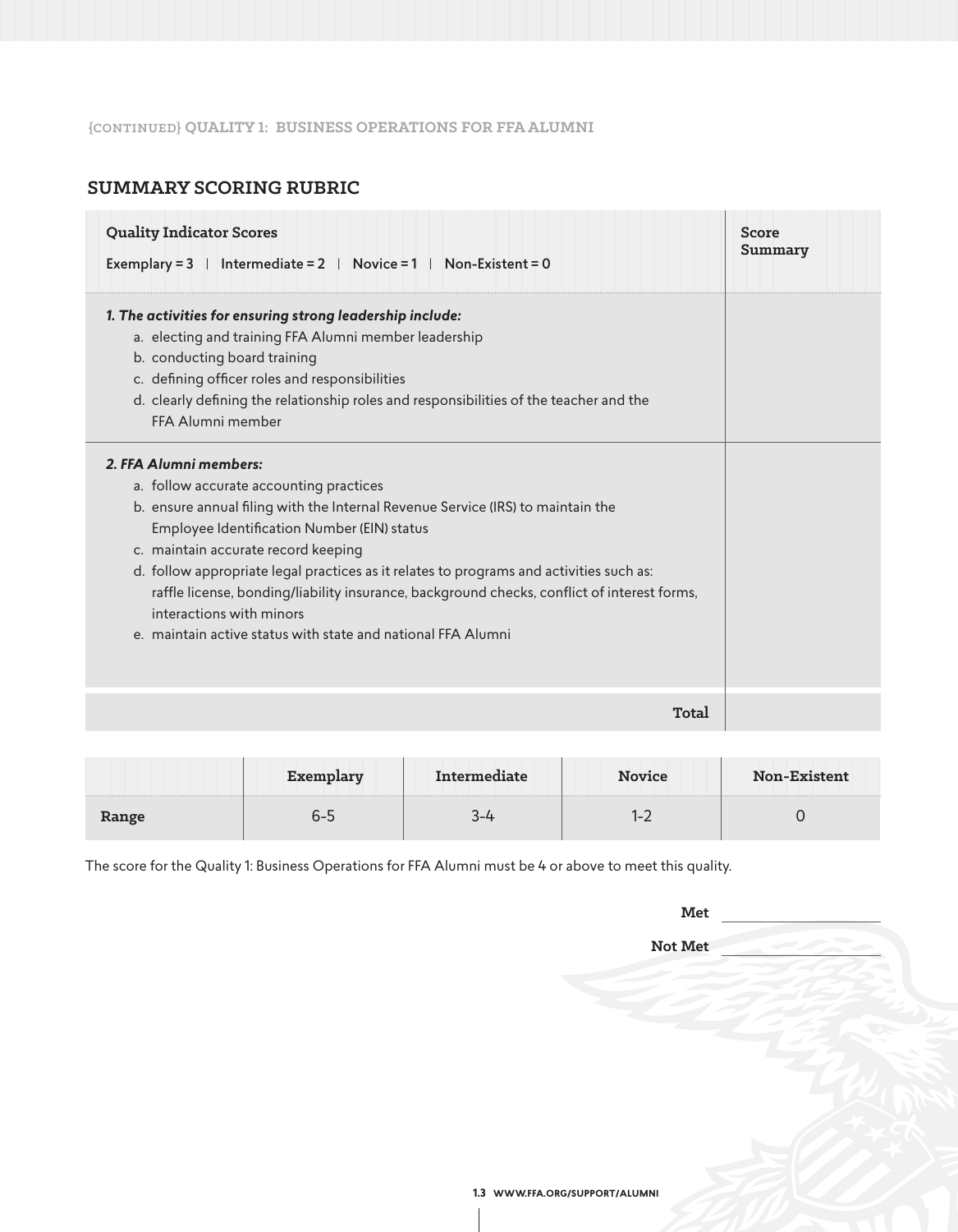{CONTINUED} QUALITY 1: BUSINESS OPERATIONS FOR FFA ALUMNI

## SUMMARY SCORING RUBRIC

| **Quality Indicator Scores**<br>Exemplary = 3 \| Intermediate = 2 \| Novice = 1 \| Non-Existent = 0 | **Score Summary** |
|---|---|
| ***1. The activities for ensuring strong leadership include:***<br>a. electing and training FFA Alumni member leadership<br>b. conducting board training<br>c. defining officer roles and responsibilities<br>d. clearly defining the relationship roles and responsibilities of the teacher and the FFA Alumni member | |
| ***2. FFA Alumni members:***<br>a. follow accurate accounting practices<br>b. ensure annual filing with the Internal Revenue Service (IRS) to maintain the Employee Identification Number (EIN) status<br>c. maintain accurate record keeping<br>d. follow appropriate legal practices as it relates to programs and activities such as: raffle license, bonding/liability insurance, background checks, conflict of interest forms, interactions with minors<br>e. maintain active status with state and national FFA Alumni | |
| **Total** | |

| | **Exemplary** | **Intermediate** | **Novice** | **Non-Existent** |
|---|---|---|---|---|
| **Range** | 6-5 | 3-4 | 1-2 | 0 |

The score for the Quality 1: Business Operations for FFA Alumni must be 4 or above to meet this quality.

**Met** ____________________

**Not Met** ____________________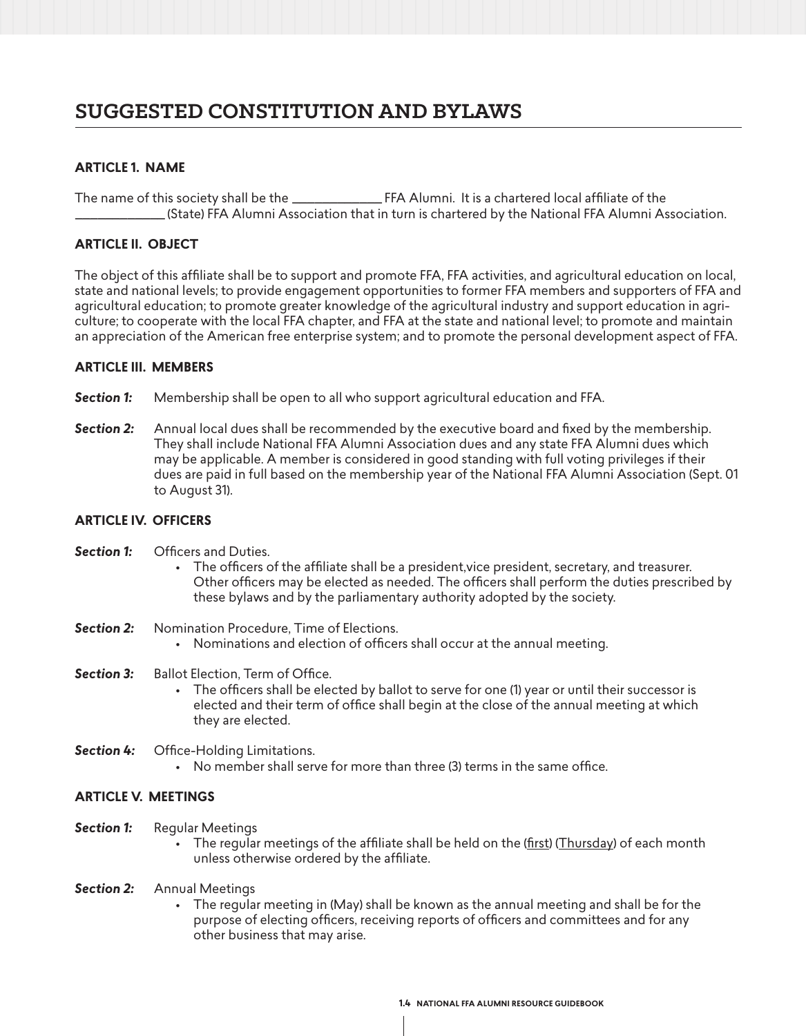# SUGGESTED CONSTITUTION AND BYLAWS

### ARTICLE 1. NAME

The name of this society shall be the ______________ FFA Alumni. It is a chartered local affiliate of the ______________ (State) FFA Alumni Association that in turn is chartered by the National FFA Alumni Association.

### ARTICLE II. OBJECT

The object of this affiliate shall be to support and promote FFA, FFA activities, and agricultural education on local, state and national levels; to provide engagement opportunities to former FFA members and supporters of FFA and agricultural education; to promote greater knowledge of the agricultural industry and support education in agriculture; to cooperate with the local FFA chapter, and FFA at the state and national level; to promote and maintain an appreciation of the American free enterprise system; and to promote the personal development aspect of FFA.

### ARTICLE III. MEMBERS

***Section 1:*** Membership shall be open to all who support agricultural education and FFA.

***Section 2:*** Annual local dues shall be recommended by the executive board and fixed by the membership. They shall include National FFA Alumni Association dues and any state FFA Alumni dues which may be applicable. A member is considered in good standing with full voting privileges if their dues are paid in full based on the membership year of the National FFA Alumni Association (Sept. 01 to August 31).

### ARTICLE IV. OFFICERS

***Section 1:*** Officers and Duties.

- The officers of the affiliate shall be a president,vice president, secretary, and treasurer. Other officers may be elected as needed. The officers shall perform the duties prescribed by these bylaws and by the parliamentary authority adopted by the society.

***Section 2:*** Nomination Procedure, Time of Elections.

- Nominations and election of officers shall occur at the annual meeting.

***Section 3:*** Ballot Election, Term of Office.

- The officers shall be elected by ballot to serve for one (1) year or until their successor is elected and their term of office shall begin at the close of the annual meeting at which they are elected.

***Section 4:*** Office-Holding Limitations.

- No member shall serve for more than three (3) terms in the same office.

### ARTICLE V. MEETINGS

***Section 1:*** Regular Meetings

- The regular meetings of the affiliate shall be held on the (<u>first</u>) (<u>Thursday</u>) of each month unless otherwise ordered by the affiliate.

***Section 2:*** Annual Meetings

- The regular meeting in (May) shall be known as the annual meeting and shall be for the purpose of electing officers, receiving reports of officers and committees and for any other business that may arise.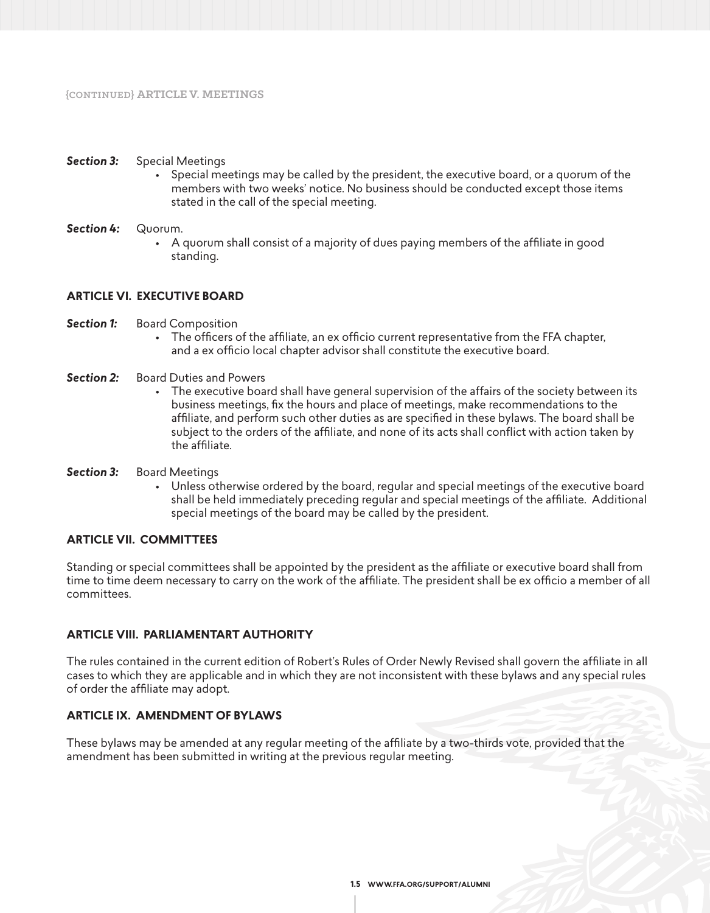{CONTINUED} ARTICLE V. MEETINGS

***Section 3:*** Special Meetings

- Special meetings may be called by the president, the executive board, or a quorum of the members with two weeks' notice. No business should be conducted except those items stated in the call of the special meeting.

***Section 4:*** Quorum.

- A quorum shall consist of a majority of dues paying members of the affiliate in good standing.

## ARTICLE VI. EXECUTIVE BOARD

***Section 1:*** Board Composition

- The officers of the affiliate, an ex officio current representative from the FFA chapter, and a ex officio local chapter advisor shall constitute the executive board.

***Section 2:*** Board Duties and Powers

- The executive board shall have general supervision of the affairs of the society between its business meetings, fix the hours and place of meetings, make recommendations to the affiliate, and perform such other duties as are specified in these bylaws. The board shall be subject to the orders of the affiliate, and none of its acts shall conflict with action taken by the affiliate.

***Section 3:*** Board Meetings

- Unless otherwise ordered by the board, regular and special meetings of the executive board shall be held immediately preceding regular and special meetings of the affiliate. Additional special meetings of the board may be called by the president.

## ARTICLE VII. COMMITTEES

Standing or special committees shall be appointed by the president as the affiliate or executive board shall from time to time deem necessary to carry on the work of the affiliate. The president shall be ex officio a member of all committees.

## ARTICLE VIII. PARLIAMENTART AUTHORITY

The rules contained in the current edition of Robert's Rules of Order Newly Revised shall govern the affiliate in all cases to which they are applicable and in which they are not inconsistent with these bylaws and any special rules of order the affiliate may adopt.

## ARTICLE IX. AMENDMENT OF BYLAWS

These bylaws may be amended at any regular meeting of the affiliate by a two-thirds vote, provided that the amendment has been submitted in writing at the previous regular meeting.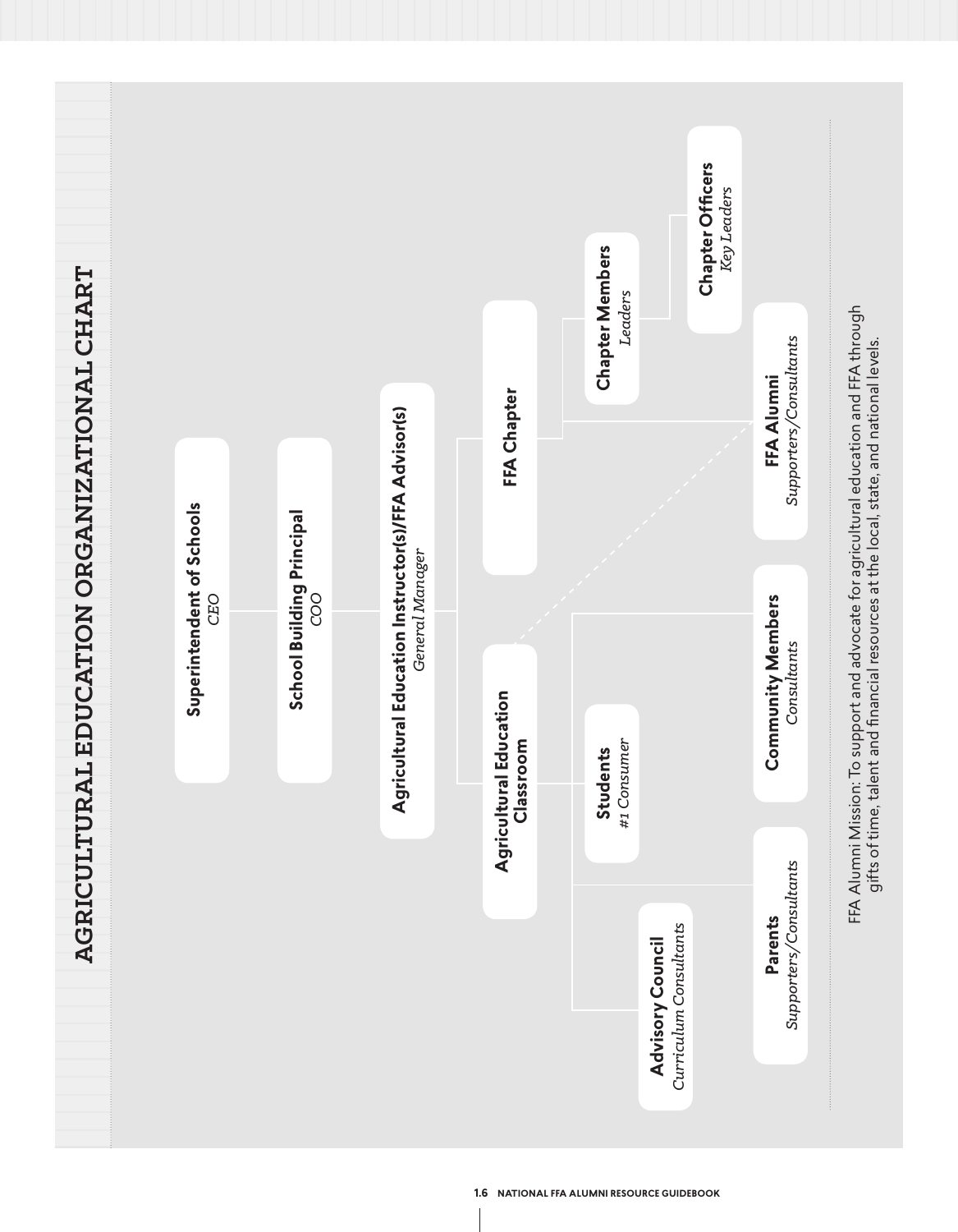# AGRICULTURAL EDUCATION ORGANIZATIONAL CHART

- **Superintendent of Schools** — *CEO*
  - **School Building Principal** — *COO*
    - **Agricultural Education Instructor(s)/FFA Advisor(s)** — *General Manager*
      - **Agricultural Education Classroom**
        - **Students** — *#1 Consumer*
        - **Advisory Council** — *Curriculum Consultants*
        - **Parents** — *Supporters/Consultants*
        - **Community Members** — *Consultants*
      - **FFA Chapter**
        - **Chapter Members** — *Leaders*
          - **Chapter Officers** — *Key Leaders*
        - **FFA Alumni** — *Supporters/Consultants*

FFA Alumni Mission: To support and advocate for agricultural education and FFA through gifts of time, talent and financial resources at the local, state, and national levels.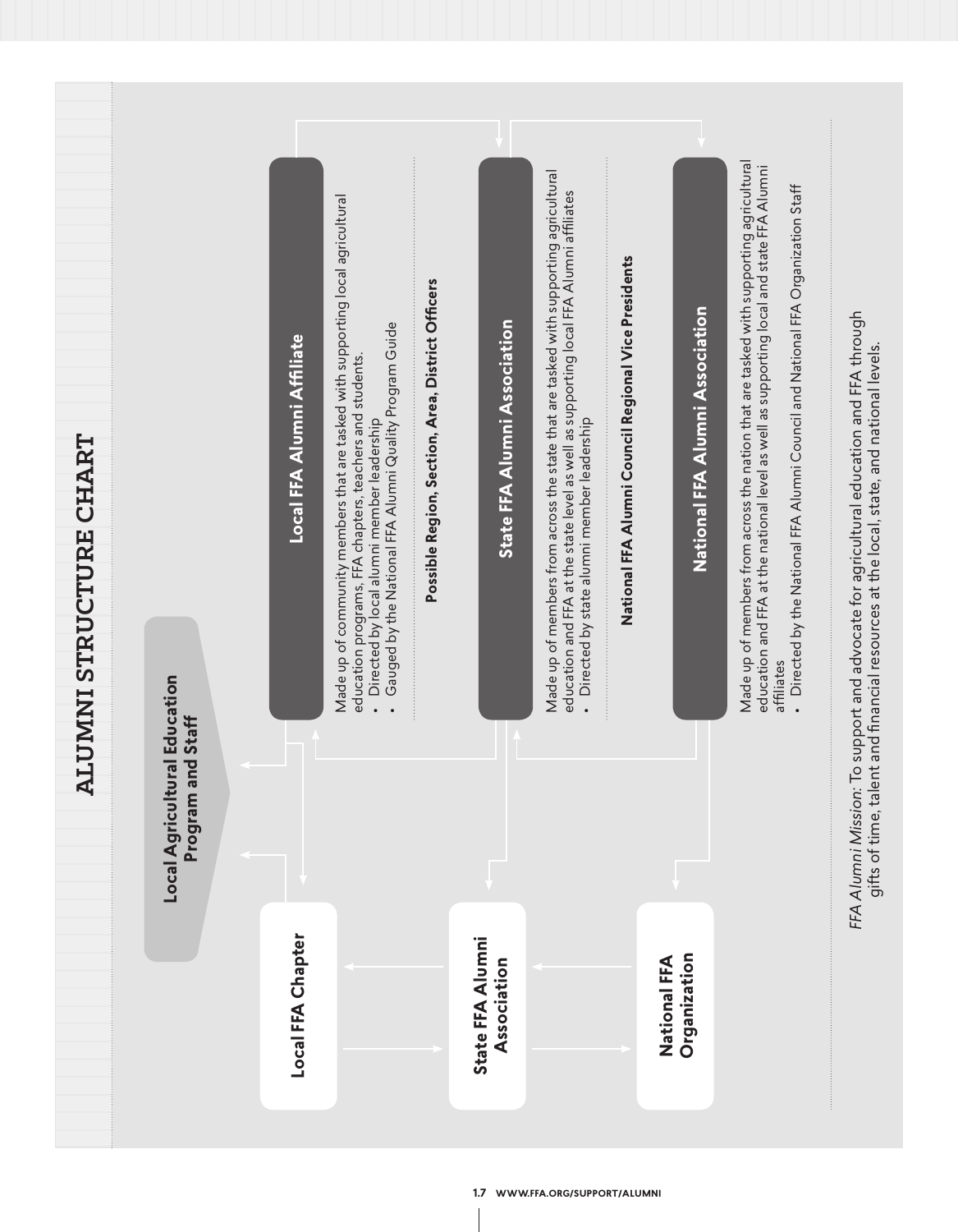# ALUMNI STRUCTURE CHART

**Local Agricultural Education Program and Staff**

**Local FFA Chapter**

**State FFA Alumni Association**

**National FFA Organization**

## Local FFA Alumni Affiliate

Made up of community members that are tasked with supporting local agricultural education programs, FFA chapters, teachers and students.

- Directed by local alumni member leadership
- Gauged by the National FFA Alumni Quality Program Guide

**Possible Region, Section, Area, District Officers**

## State FFA Alumni Association

Made up of members from across the state that are tasked with supporting agricultural education and FFA at the state level as well as supporting local FFA Alumni affiliates

- Directed by state alumni member leadership

**National FFA Alumni Council Regional Vice Presidents**

## National FFA Alumni Association

Made up of members from across the nation that are tasked with supporting agricultural education and FFA at the national level as well as supporting local and state FFA Alumni affiliates

- Directed by the National FFA Alumni Council and National FFA Organization Staff

*FFA Alumni Mission:* To support and advocate for agricultural education and FFA through gifts of time, talent and financial resources at the local, state, and national levels.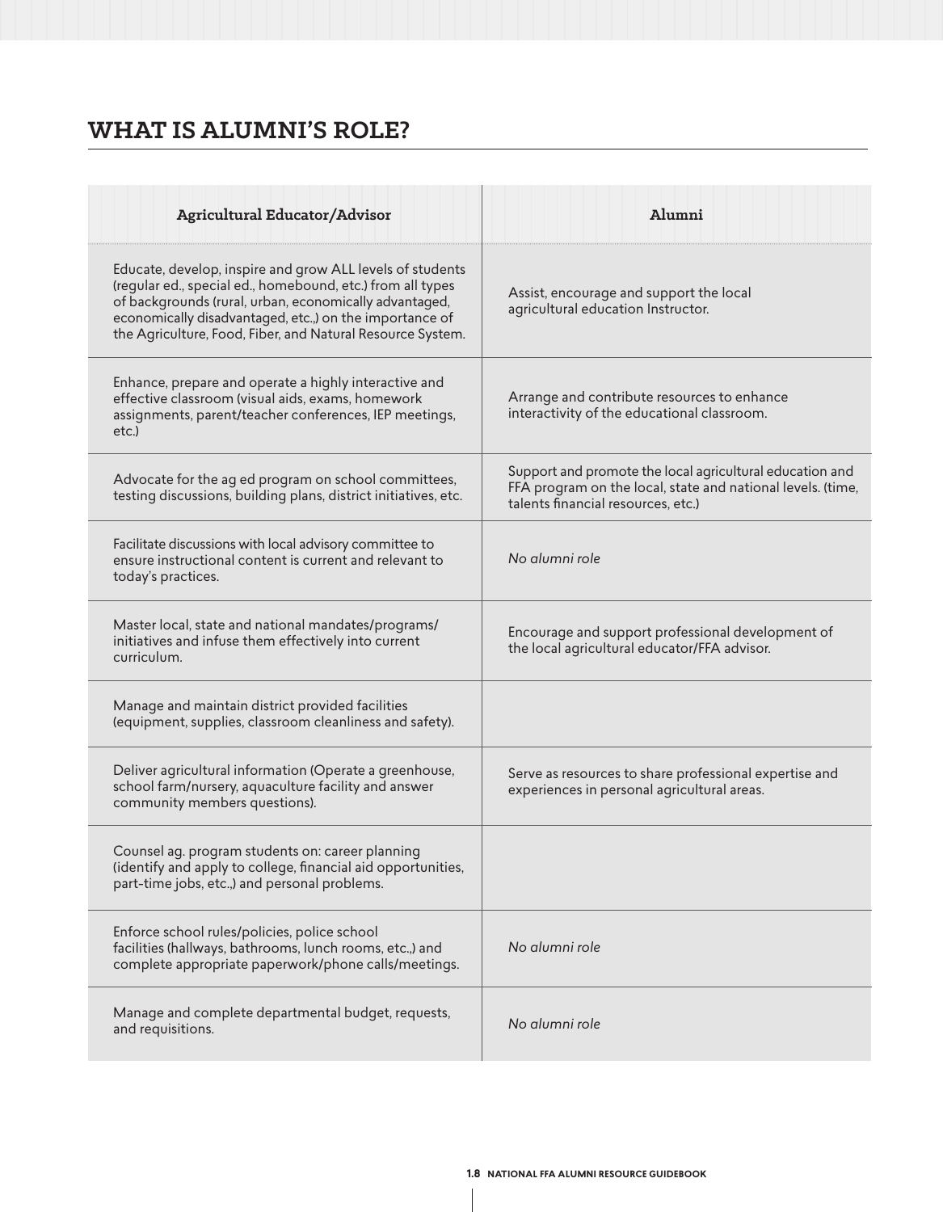## WHAT IS ALUMNI'S ROLE?

| Agricultural Educator/Advisor | Alumni |
|---|---|
| Educate, develop, inspire and grow ALL levels of students (regular ed., special ed., homebound, etc.) from all types of backgrounds (rural, urban, economically advantaged, economically disadvantaged, etc.,) on the importance of the Agriculture, Food, Fiber, and Natural Resource System. | Assist, encourage and support the local agricultural education Instructor. |
| Enhance, prepare and operate a highly interactive and effective classroom (visual aids, exams, homework assignments, parent/teacher conferences, IEP meetings, etc.) | Arrange and contribute resources to enhance interactivity of the educational classroom. |
| Advocate for the ag ed program on school committees, testing discussions, building plans, district initiatives, etc. | Support and promote the local agricultural education and FFA program on the local, state and national levels. (time, talents financial resources, etc.) |
| Facilitate discussions with local advisory committee to ensure instructional content is current and relevant to today's practices. | *No alumni role* |
| Master local, state and national mandates/programs/ initiatives and infuse them effectively into current curriculum. | Encourage and support professional development of the local agricultural educator/FFA advisor. |
| Manage and maintain district provided facilities (equipment, supplies, classroom cleanliness and safety). | |
| Deliver agricultural information (Operate a greenhouse, school farm/nursery, aquaculture facility and answer community members questions). | Serve as resources to share professional expertise and experiences in personal agricultural areas. |
| Counsel ag. program students on: career planning (identify and apply to college, financial aid opportunities, part-time jobs, etc.,) and personal problems. | |
| Enforce school rules/policies, police school facilities (hallways, bathrooms, lunch rooms, etc.,) and complete appropriate paperwork/phone calls/meetings. | *No alumni role* |
| Manage and complete departmental budget, requests, and requisitions. | *No alumni role* |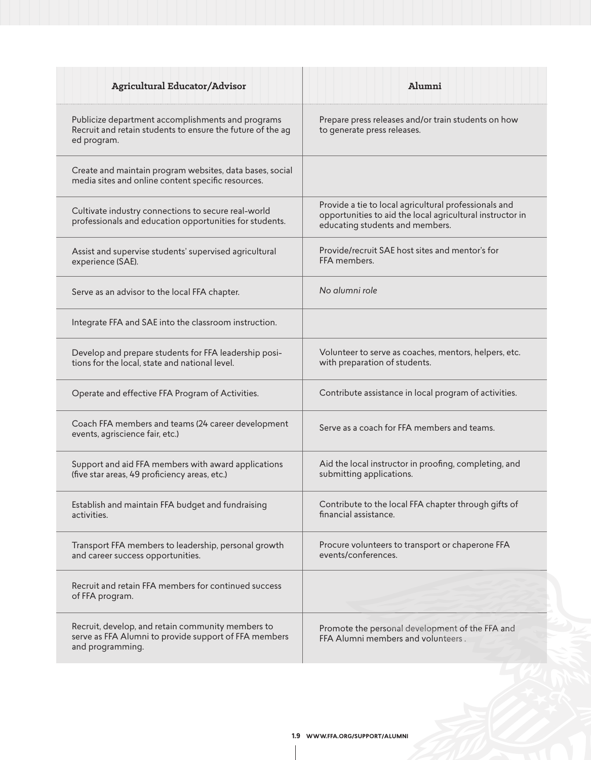| Agricultural Educator/Advisor | Alumni |
|---|---|
| Publicize department accomplishments and programs Recruit and retain students to ensure the future of the ag ed program. | Prepare press releases and/or train students on how to generate press releases. |
| Create and maintain program websites, data bases, social media sites and online content specific resources. | |
| Cultivate industry connections to secure real-world professionals and education opportunities for students. | Provide a tie to local agricultural professionals and opportunities to aid the local agricultural instructor in educating students and members. |
| Assist and supervise students' supervised agricultural experience (SAE). | Provide/recruit SAE host sites and mentor's for FFA members. |
| Serve as an advisor to the local FFA chapter. | *No alumni role* |
| Integrate FFA and SAE into the classroom instruction. | |
| Develop and prepare students for FFA leadership positions for the local, state and national level. | Volunteer to serve as coaches, mentors, helpers, etc. with preparation of students. |
| Operate and effective FFA Program of Activities. | Contribute assistance in local program of activities. |
| Coach FFA members and teams (24 career development events, agriscience fair, etc.) | Serve as a coach for FFA members and teams. |
| Support and aid FFA members with award applications (five star areas, 49 proficiency areas, etc.) | Aid the local instructor in proofing, completing, and submitting applications. |
| Establish and maintain FFA budget and fundraising activities. | Contribute to the local FFA chapter through gifts of financial assistance. |
| Transport FFA members to leadership, personal growth and career success opportunities. | Procure volunteers to transport or chaperone FFA events/conferences. |
| Recruit and retain FFA members for continued success of FFA program. | |
| Recruit, develop, and retain community members to serve as FFA Alumni to provide support of FFA members and programming. | Promote the personal development of the FFA and FFA Alumni members and volunteers . |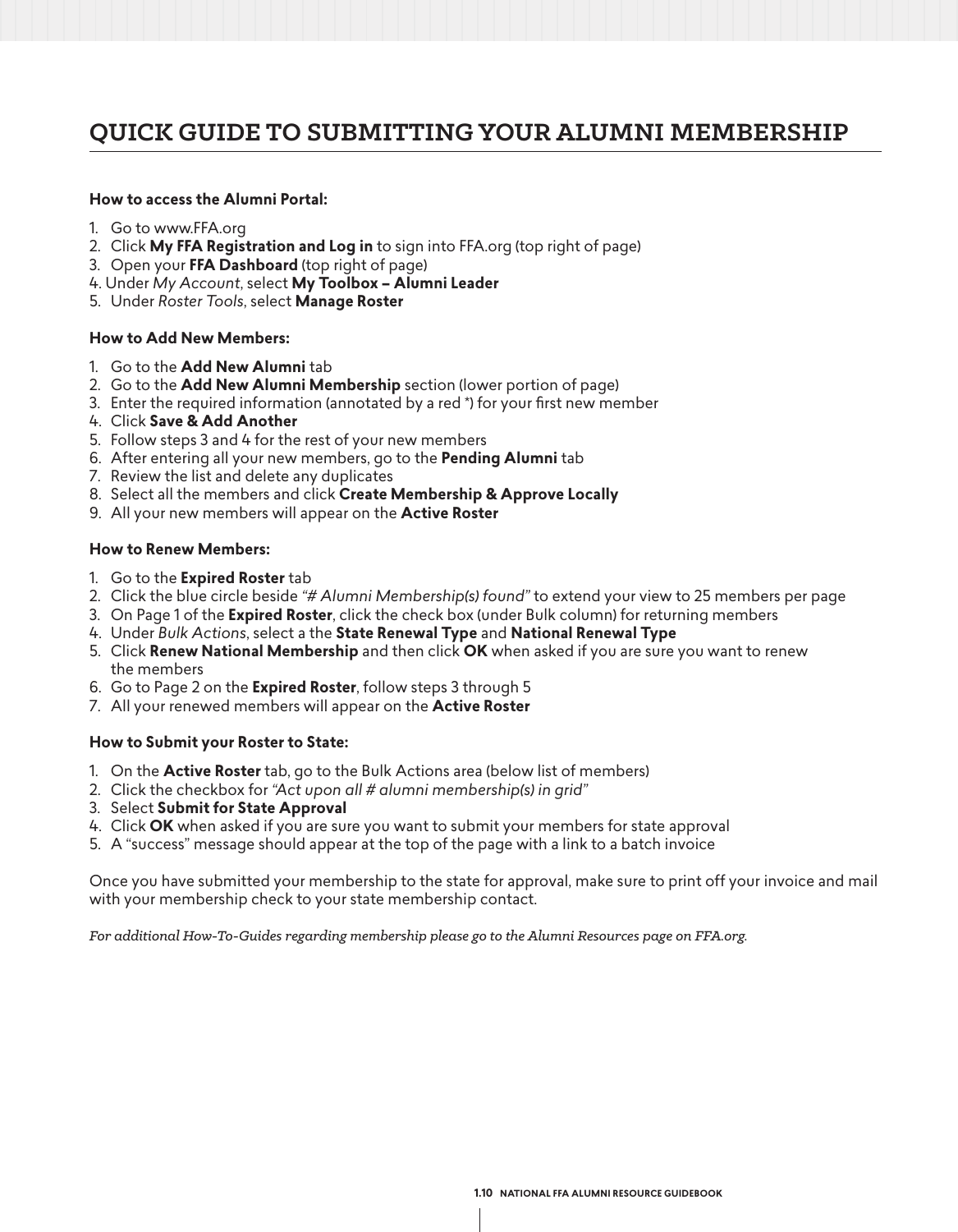# QUICK GUIDE TO SUBMITTING YOUR ALUMNI MEMBERSHIP

**How to access the Alumni Portal:**

1. Go to www.FFA.org
2. Click **My FFA Registration and Log in** to sign into FFA.org (top right of page)
3. Open your **FFA Dashboard** (top right of page)
4. Under *My Account*, select **My Toolbox – Alumni Leader**
5. Under *Roster Tools*, select **Manage Roster**

**How to Add New Members:**

1. Go to the **Add New Alumni** tab
2. Go to the **Add New Alumni Membership** section (lower portion of page)
3. Enter the required information (annotated by a red *) for your first new member
4. Click **Save & Add Another**
5. Follow steps 3 and 4 for the rest of your new members
6. After entering all your new members, go to the **Pending Alumni** tab
7. Review the list and delete any duplicates
8. Select all the members and click **Create Membership & Approve Locally**
9. All your new members will appear on the **Active Roster**

**How to Renew Members:**

1. Go to the **Expired Roster** tab
2. Click the blue circle beside *"# Alumni Membership(s) found"* to extend your view to 25 members per page
3. On Page 1 of the **Expired Roster**, click the check box (under Bulk column) for returning members
4. Under *Bulk Actions*, select a the **State Renewal Type** and **National Renewal Type**
5. Click **Renew National Membership** and then click **OK** when asked if you are sure you want to renew the members
6. Go to Page 2 on the **Expired Roster**, follow steps 3 through 5
7. All your renewed members will appear on the **Active Roster**

**How to Submit your Roster to State:**

1. On the **Active Roster** tab, go to the Bulk Actions area (below list of members)
2. Click the checkbox for *"Act upon all # alumni membership(s) in grid"*
3. Select **Submit for State Approval**
4. Click **OK** when asked if you are sure you want to submit your members for state approval
5. A "success" message should appear at the top of the page with a link to a batch invoice

Once you have submitted your membership to the state for approval, make sure to print off your invoice and mail with your membership check to your state membership contact.

*For additional How-To-Guides regarding membership please go to the Alumni Resources page on FFA.org.*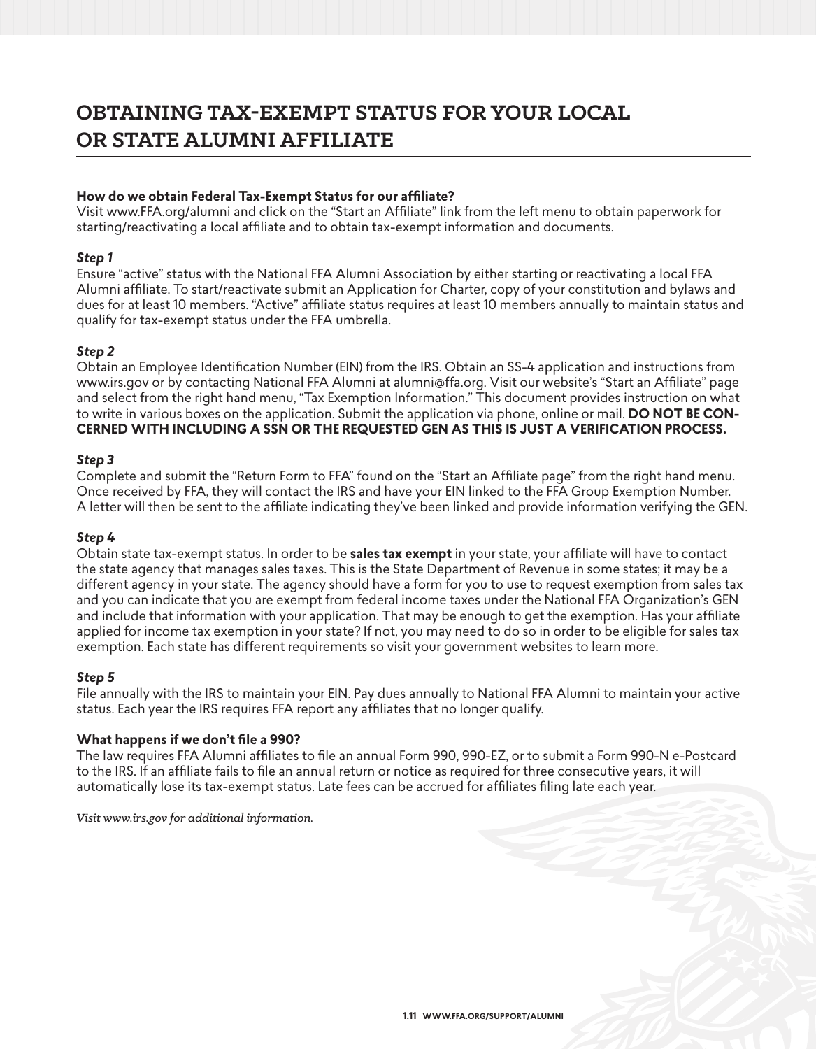# OBTAINING TAX-EXEMPT STATUS FOR YOUR LOCAL OR STATE ALUMNI AFFILIATE

**How do we obtain Federal Tax-Exempt Status for our affiliate?**
Visit www.FFA.org/alumni and click on the "Start an Affiliate" link from the left menu to obtain paperwork for starting/reactivating a local affiliate and to obtain tax-exempt information and documents.

***Step 1***
Ensure "active" status with the National FFA Alumni Association by either starting or reactivating a local FFA Alumni affiliate. To start/reactivate submit an Application for Charter, copy of your constitution and bylaws and dues for at least 10 members. "Active" affiliate status requires at least 10 members annually to maintain status and qualify for tax-exempt status under the FFA umbrella.

***Step 2***
Obtain an Employee Identification Number (EIN) from the IRS. Obtain an SS-4 application and instructions from www.irs.gov or by contacting National FFA Alumni at alumni@ffa.org. Visit our website's "Start an Affiliate" page and select from the right hand menu, "Tax Exemption Information." This document provides instruction on what to write in various boxes on the application. Submit the application via phone, online or mail. **DO NOT BE CONCERNED WITH INCLUDING A SSN OR THE REQUESTED GEN AS THIS IS JUST A VERIFICATION PROCESS.**

***Step 3***
Complete and submit the "Return Form to FFA" found on the "Start an Affiliate page" from the right hand menu. Once received by FFA, they will contact the IRS and have your EIN linked to the FFA Group Exemption Number. A letter will then be sent to the affiliate indicating they've been linked and provide information verifying the GEN.

***Step 4***
Obtain state tax-exempt status. In order to be **sales tax exempt** in your state, your affiliate will have to contact the state agency that manages sales taxes. This is the State Department of Revenue in some states; it may be a different agency in your state. The agency should have a form for you to use to request exemption from sales tax and you can indicate that you are exempt from federal income taxes under the National FFA Organization's GEN and include that information with your application. That may be enough to get the exemption. Has your affiliate applied for income tax exemption in your state? If not, you may need to do so in order to be eligible for sales tax exemption. Each state has different requirements so visit your government websites to learn more.

***Step 5***
File annually with the IRS to maintain your EIN. Pay dues annually to National FFA Alumni to maintain your active status. Each year the IRS requires FFA report any affiliates that no longer qualify.

**What happens if we don't file a 990?**
The law requires FFA Alumni affiliates to file an annual Form 990, 990-EZ, or to submit a Form 990-N e-Postcard to the IRS. If an affiliate fails to file an annual return or notice as required for three consecutive years, it will automatically lose its tax-exempt status. Late fees can be accrued for affiliates filing late each year.

*Visit www.irs.gov for additional information.*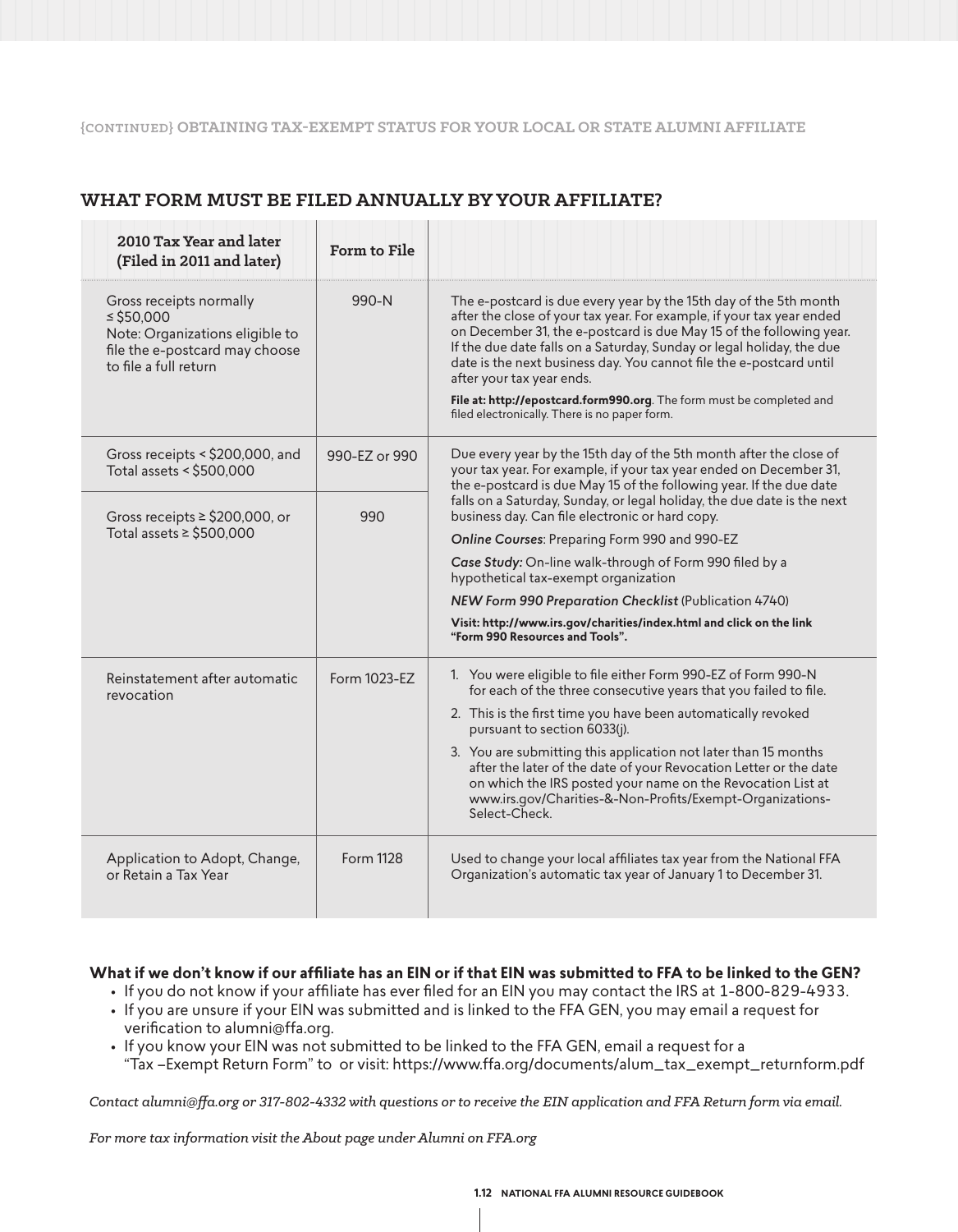{CONTINUED} OBTAINING TAX-EXEMPT STATUS FOR YOUR LOCAL OR STATE ALUMNI AFFILIATE

## WHAT FORM MUST BE FILED ANNUALLY BY YOUR AFFILIATE?

| 2010 Tax Year and later (Filed in 2011 and later) | Form to File | |
|---|---|---|
| Gross receipts normally ≤ $50,000<br>Note: Organizations eligible to file the e-postcard may choose to file a full return | 990-N | The e-postcard is due every year by the 15th day of the 5th month after the close of your tax year. For example, if your tax year ended on December 31, the e-postcard is due May 15 of the following year. If the due date falls on a Saturday, Sunday or legal holiday, the due date is the next business day. You cannot file the e-postcard until after your tax year ends.<br>**File at: http://epostcard.form990.org**. The form must be completed and filed electronically. There is no paper form. |
| Gross receipts < $200,000, and Total assets < $500,000 | 990-EZ or 990 | Due every year by the 15th day of the 5th month after the close of your tax year. For example, if your tax year ended on December 31, the e-postcard is due May 15 of the following year. If the due date falls on a Saturday, Sunday, or legal holiday, the due date is the next business day. Can file electronic or hard copy.<br>*Online Courses*: Preparing Form 990 and 990-EZ<br>*Case Study:* On-line walk-through of Form 990 filed by a hypothetical tax-exempt organization<br>*NEW Form 990 Preparation Checklist* (Publication 4740)<br>**Visit: http://www.irs.gov/charities/index.html and click on the link "Form 990 Resources and Tools".** |
| Gross receipts ≥ $200,000, or Total assets ≥ $500,000 | 990 | |
| Reinstatement after automatic revocation | Form 1023-EZ | 1. You were eligible to file either Form 990-EZ of Form 990-N for each of the three consecutive years that you failed to file.<br>2. This is the first time you have been automatically revoked pursuant to section 6033(j).<br>3. You are submitting this application not later than 15 months after the later of the date of your Revocation Letter or the date on which the IRS posted your name on the Revocation List at www.irs.gov/Charities-&-Non-Profits/Exempt-Organizations-Select-Check. |
| Application to Adopt, Change, or Retain a Tax Year | Form 1128 | Used to change your local affiliates tax year from the National FFA Organization's automatic tax year of January 1 to December 31. |

**What if we don't know if our affiliate has an EIN or if that EIN was submitted to FFA to be linked to the GEN?**

- If you do not know if your affiliate has ever filed for an EIN you may contact the IRS at 1-800-829-4933.
- If you are unsure if your EIN was submitted and is linked to the FFA GEN, you may email a request for verification to alumni@ffa.org.
- If you know your EIN was not submitted to be linked to the FFA GEN, email a request for a "Tax –Exempt Return Form" to or visit: https://www.ffa.org/documents/alum_tax_exempt_returnform.pdf

*Contact alumni@ffa.org or 317-802-4332 with questions or to receive the EIN application and FFA Return form via email.*

*For more tax information visit the About page under Alumni on FFA.org*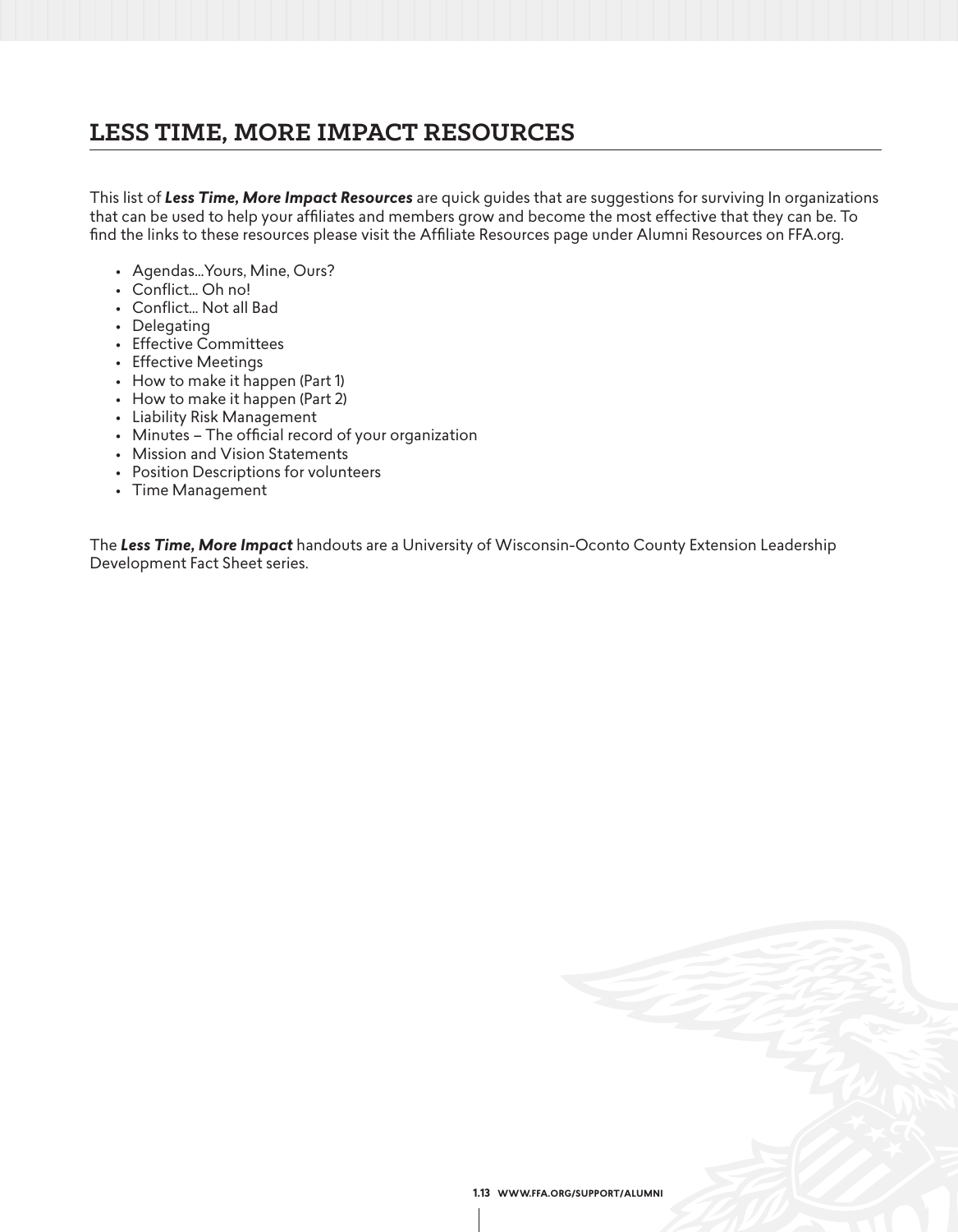## LESS TIME, MORE IMPACT RESOURCES

This list of ***Less Time, More Impact Resources*** are quick guides that are suggestions for surviving In organizations that can be used to help your affiliates and members grow and become the most effective that they can be. To find the links to these resources please visit the Affiliate Resources page under Alumni Resources on FFA.org.

- Agendas...Yours, Mine, Ours?
- Conflict... Oh no!
- Conflict... Not all Bad
- Delegating
- Effective Committees
- Effective Meetings
- How to make it happen (Part 1)
- How to make it happen (Part 2)
- Liability Risk Management
- Minutes – The official record of your organization
- Mission and Vision Statements
- Position Descriptions for volunteers
- Time Management

The ***Less Time, More Impact*** handouts are a University of Wisconsin-Oconto County Extension Leadership Development Fact Sheet series.